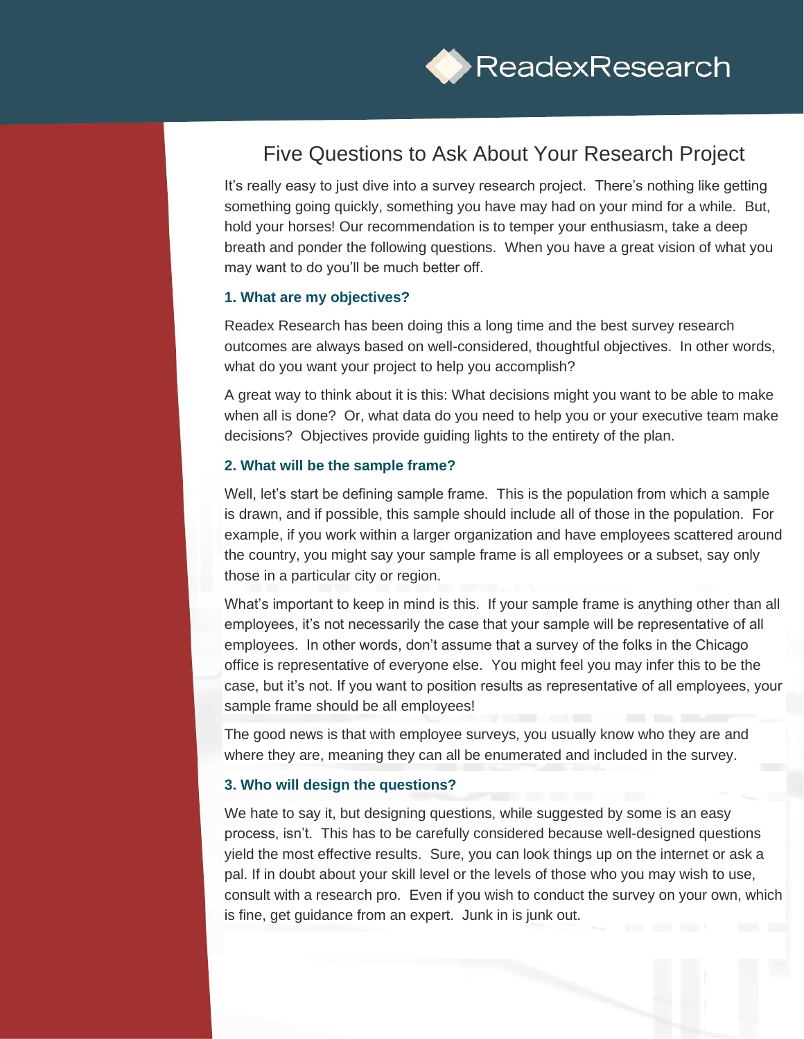# Five Questions to Ask About Your Research Project

It's really easy to just dive into a survey research project. There's nothing like getting something going quickly, something you have may had on your mind for a while. But, hold your horses! Our recommendation is to temper your enthusiasm, take a deep breath and ponder the following questions. When you have a great vision of what you may want to do you'll be much better off.

### 1. What are my objectives?

Readex Research has been doing this a long time and the best survey research outcomes are always based on well-considered, thoughtful objectives. In other words, what do you want your project to help you accomplish?

A great way to think about it is this: What decisions might you want to be able to make when all is done? Or, what data do you need to help you or your executive team make decisions? Objectives provide guiding lights to the entirety of the plan.

### 2. What will be the sample frame?

Well, let's start be defining sample frame. This is the population from which a sample is drawn, and if possible, this sample should include all of those in the population. For example, if you work within a larger organization and have employees scattered around the country, you might say your sample frame is all employees or a subset, say only those in a particular city or region.

What's important to keep in mind is this. If your sample frame is anything other than all employees, it's not necessarily the case that your sample will be representative of all employees. In other words, don't assume that a survey of the folks in the Chicago office is representative of everyone else. You might feel you may infer this to be the case, but it's not. If you want to position results as representative of all employees, your sample frame should be all employees!

The good news is that with employee surveys, you usually know who they are and where they are, meaning they can all be enumerated and included in the survey.

### 3. Who will design the questions?

We hate to say it, but designing questions, while suggested by some is an easy process, isn't. This has to be carefully considered because well-designed questions yield the most effective results. Sure, you can look things up on the internet or ask a pal. If in doubt about your skill level or the levels of those who you may wish to use, consult with a research pro. Even if you wish to conduct the survey on your own, which is fine, get guidance from an expert. Junk in is junk out.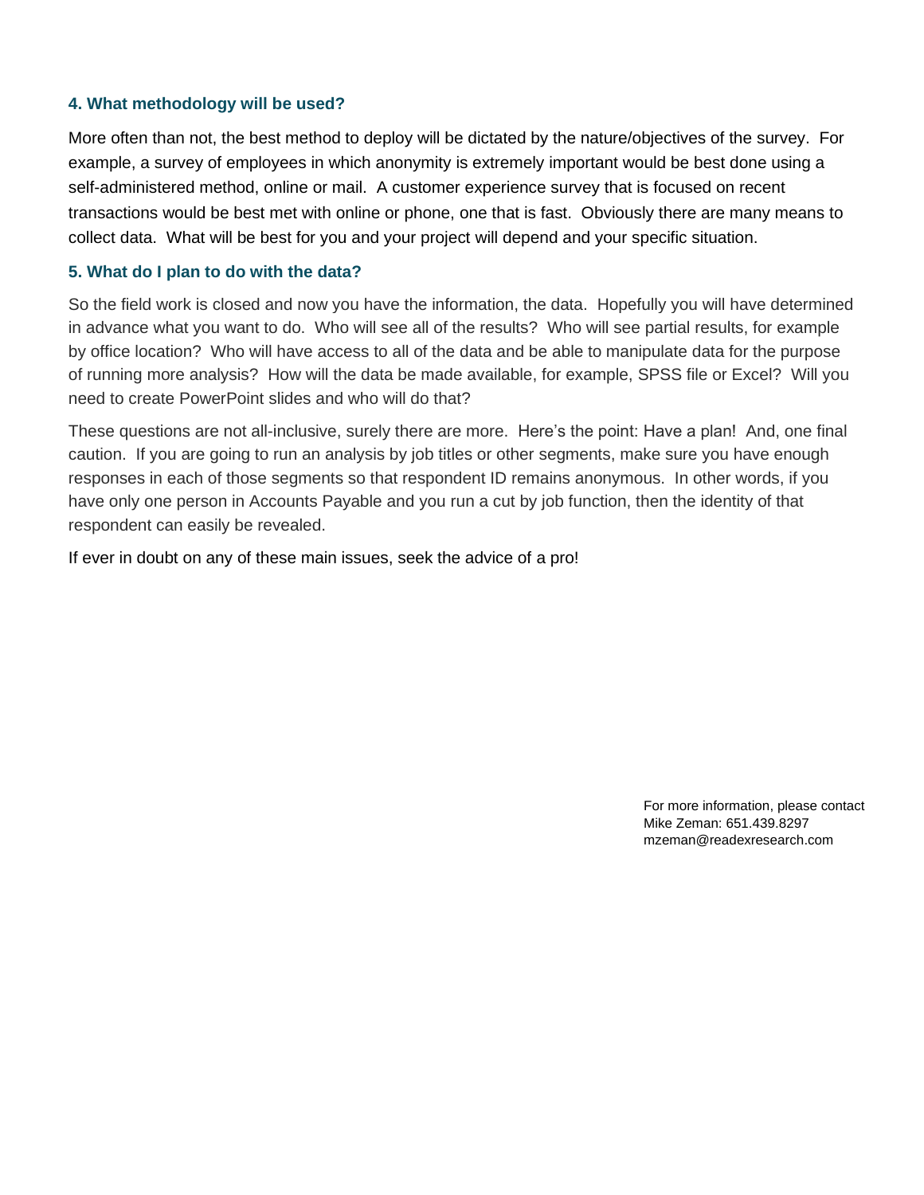### 4. What methodology will be used?

More often than not, the best method to deploy will be dictated by the nature/objectives of the survey. For example, a survey of employees in which anonymity is extremely important would be best done using a self-administered method, online or mail. A customer experience survey that is focused on recent transactions would be best met with online or phone, one that is fast. Obviously there are many means to collect data. What will be best for you and your project will depend and your specific situation.

### 5. What do I plan to do with the data?

So the field work is closed and now you have the information, the data. Hopefully you will have determined in advance what you want to do. Who will see all of the results? Who will see partial results, for example by office location? Who will have access to all of the data and be able to manipulate data for the purpose of running more analysis? How will the data be made available, for example, SPSS file or Excel? Will you need to create PowerPoint slides and who will do that?

These questions are not all-inclusive, surely there are more. Here's the point: Have a plan! And, one final caution. If you are going to run an analysis by job titles or other segments, make sure you have enough responses in each of those segments so that respondent ID remains anonymous. In other words, if you have only one person in Accounts Payable and you run a cut by job function, then the identity of that respondent can easily be revealed.

If ever in doubt on any of these main issues, seek the advice of a pro!

For more information, please contact
Mike Zeman: 651.439.8297
mzeman@readexresearch.com